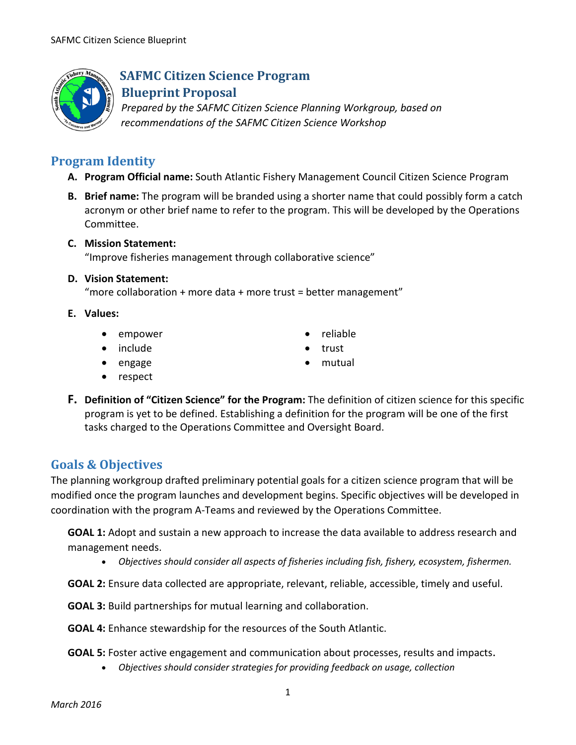# SAFMC Citizen Science Program Blueprint Proposal

*Prepared by the SAFMC Citizen Science Planning Workgroup, based on recommendations of the SAFMC Citizen Science Workshop*

## Program Identity

**A. Program Official name:** South Atlantic Fishery Management Council Citizen Science Program

**B. Brief name:** The program will be branded using a shorter name that could possibly form a catch acronym or other brief name to refer to the program. This will be developed by the Operations Committee.

**C. Mission Statement:**
"Improve fisheries management through collaborative science"

**D. Vision Statement:**
"more collaboration + more data + more trust = better management"

**E. Values:**

- empower
- include
- engage
- respect
- reliable
- trust
- mutual

**F. Definition of "Citizen Science" for the Program:** The definition of citizen science for this specific program is yet to be defined. Establishing a definition for the program will be one of the first tasks charged to the Operations Committee and Oversight Board.

## Goals & Objectives

The planning workgroup drafted preliminary potential goals for a citizen science program that will be modified once the program launches and development begins. Specific objectives will be developed in coordination with the program A-Teams and reviewed by the Operations Committee.

**GOAL 1:** Adopt and sustain a new approach to increase the data available to address research and management needs.

- *Objectives should consider all aspects of fisheries including fish, fishery, ecosystem, fishermen.*

**GOAL 2:** Ensure data collected are appropriate, relevant, reliable, accessible, timely and useful.

**GOAL 3:** Build partnerships for mutual learning and collaboration.

**GOAL 4:** Enhance stewardship for the resources of the South Atlantic.

**GOAL 5:** Foster active engagement and communication about processes, results and impacts.

- *Objectives should consider strategies for providing feedback on usage, collection*

*March 2016*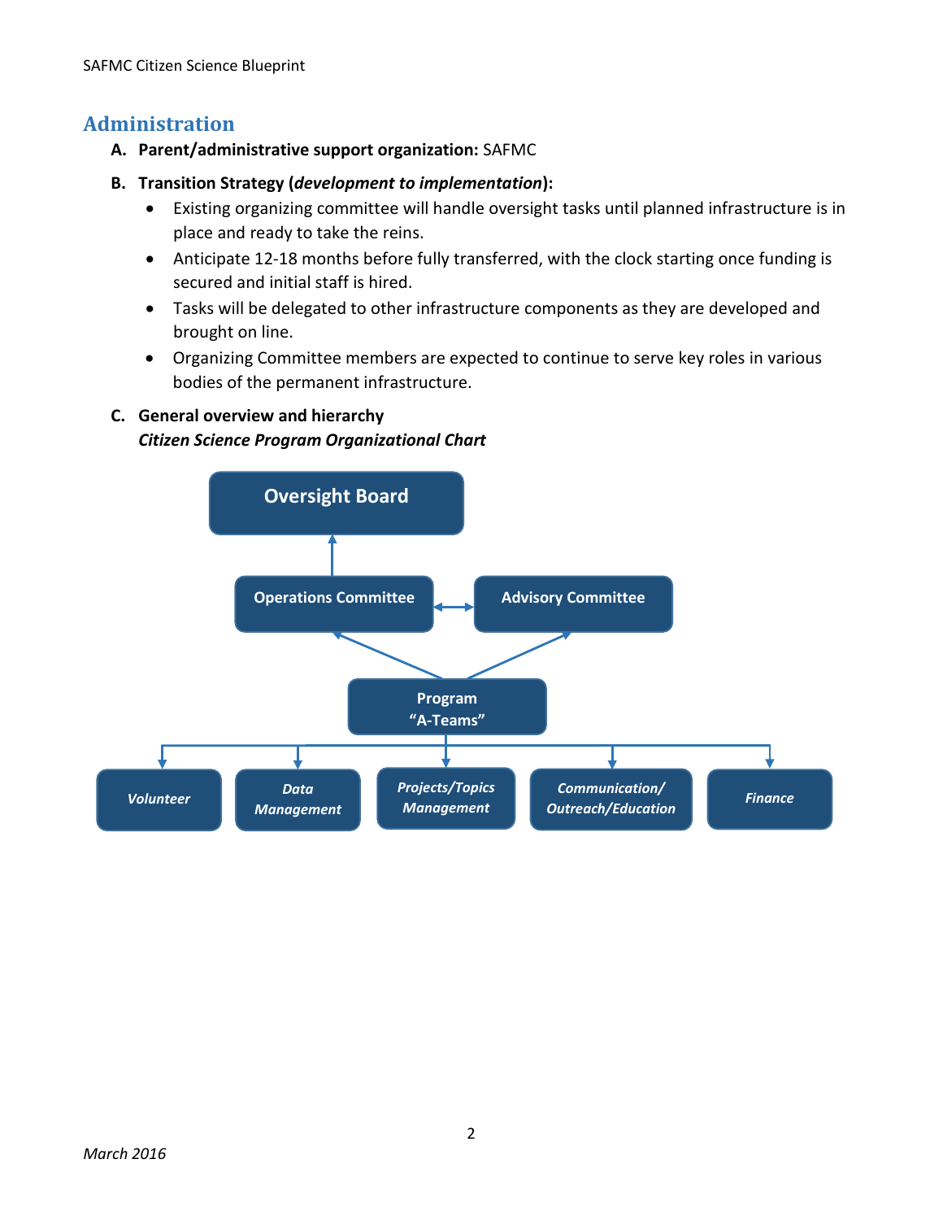## Administration

**A. Parent/administrative support organization:** SAFMC

**B. Transition Strategy (*development to implementation*):**

- Existing organizing committee will handle oversight tasks until planned infrastructure is in place and ready to take the reins.
- Anticipate 12-18 months before fully transferred, with the clock starting once funding is secured and initial staff is hired.
- Tasks will be delegated to other infrastructure components as they are developed and brought on line.
- Organizing Committee members are expected to continue to serve key roles in various bodies of the permanent infrastructure.

**C. General overview and hierarchy**

***Citizen Science Program Organizational Chart***

Oversight Board

Operations Committee ↔ Advisory Committee

Program "A-Teams"

*Volunteer* | *Data Management* | *Projects/Topics Management* | *Communication/ Outreach/Education* | *Finance*

*March 2016*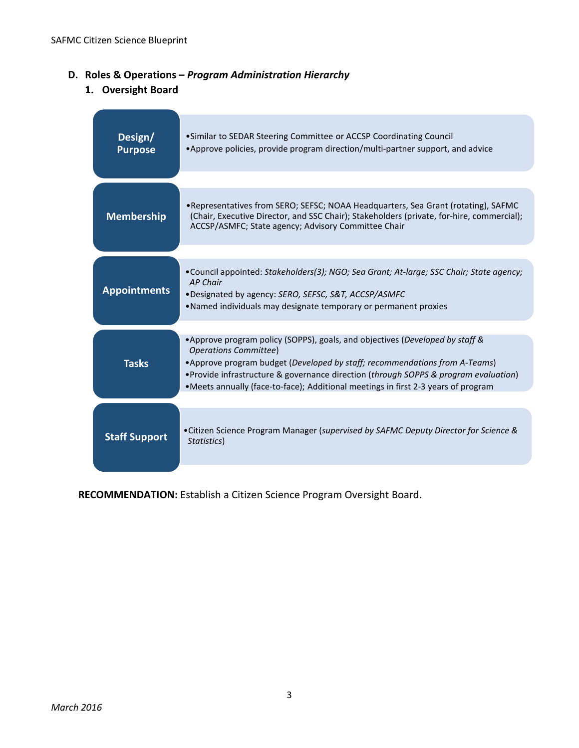## D. Roles & Operations – *Program Administration Hierarchy*

### 1. Oversight Board

| | |
|---|---|
| **Design/ Purpose** | •Similar to SEDAR Steering Committee or ACCSP Coordinating Council<br>•Approve policies, provide program direction/multi-partner support, and advice |
| **Membership** | •Representatives from SERO; SEFSC; NOAA Headquarters, Sea Grant (rotating), SAFMC (Chair, Executive Director, and SSC Chair); Stakeholders (private, for-hire, commercial); ACCSP/ASMFC; State agency; Advisory Committee Chair |
| **Appointments** | •Council appointed: *Stakeholders(3); NGO; Sea Grant; At-large; SSC Chair; State agency; AP Chair*<br>•Designated by agency: *SERO, SEFSC, S&T, ACCSP/ASMFC*<br>•Named individuals may designate temporary or permanent proxies |
| **Tasks** | •Approve program policy (SOPPS), goals, and objectives (*Developed by staff & Operations Committee*)<br>•Approve program budget (*Developed by staff; recommendations from A-Teams*)<br>•Provide infrastructure & governance direction (*through SOPPS & program evaluation*)<br>•Meets annually (face-to-face); Additional meetings in first 2-3 years of program |
| **Staff Support** | •Citizen Science Program Manager (*supervised by SAFMC Deputy Director for Science & Statistics*) |

**RECOMMENDATION:** Establish a Citizen Science Program Oversight Board.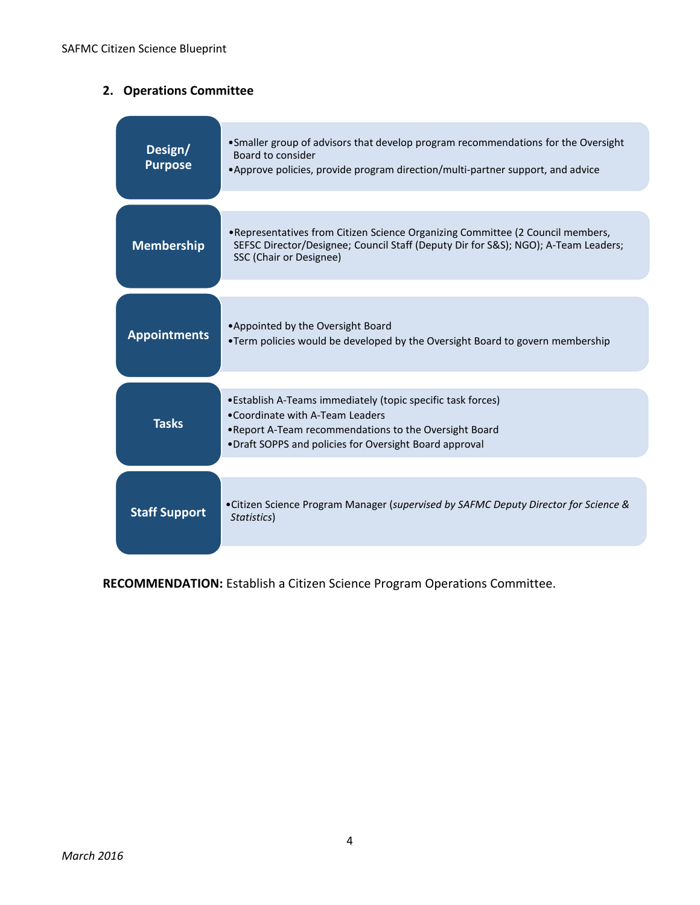## 2. Operations Committee

| | |
|---|---|
| **Design/ Purpose** | • Smaller group of advisors that develop program recommendations for the Oversight Board to consider<br>• Approve policies, provide program direction/multi-partner support, and advice |
| **Membership** | • Representatives from Citizen Science Organizing Committee (2 Council members, SEFSC Director/Designee; Council Staff (Deputy Dir for S&S); NGO); A-Team Leaders; SSC (Chair or Designee) |
| **Appointments** | • Appointed by the Oversight Board<br>• Term policies would be developed by the Oversight Board to govern membership |
| **Tasks** | • Establish A-Teams immediately (topic specific task forces)<br>• Coordinate with A-Team Leaders<br>• Report A-Team recommendations to the Oversight Board<br>• Draft SOPPS and policies for Oversight Board approval |
| **Staff Support** | • Citizen Science Program Manager (*supervised by SAFMC Deputy Director for Science & Statistics*) |

**RECOMMENDATION:** Establish a Citizen Science Program Operations Committee.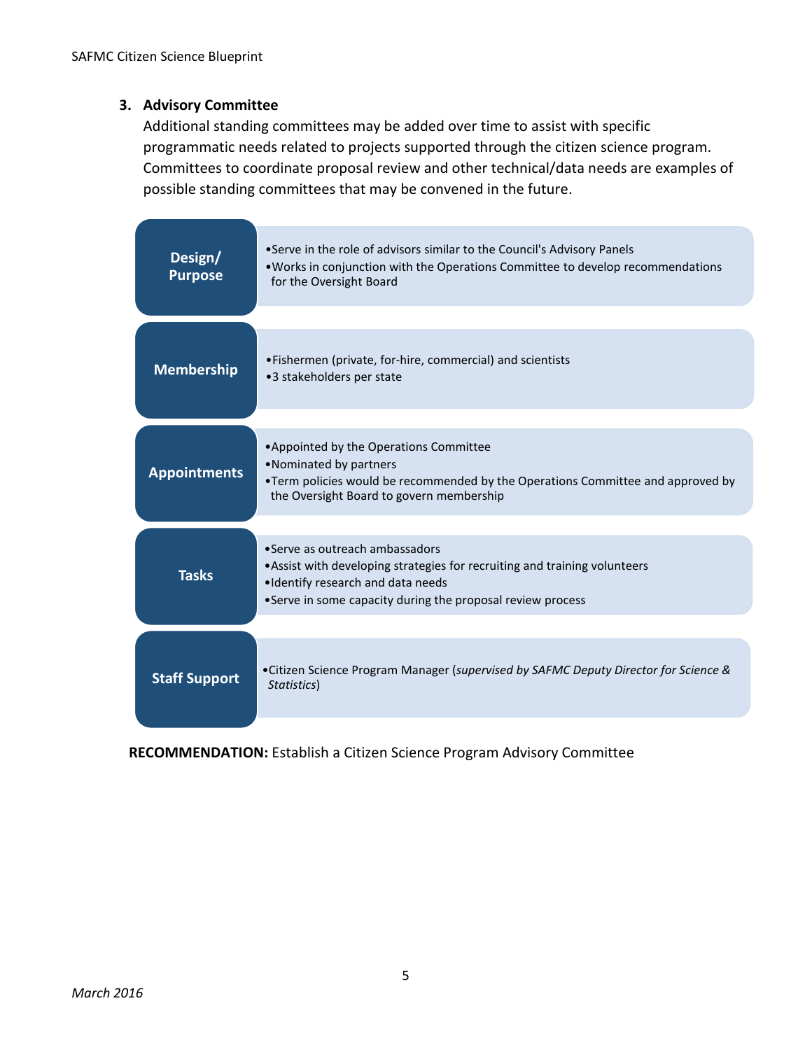### 3. Advisory Committee

Additional standing committees may be added over time to assist with specific programmatic needs related to projects supported through the citizen science program. Committees to coordinate proposal review and other technical/data needs are examples of possible standing committees that may be convened in the future.

| | |
|---|---|
| **Design/ Purpose** | • Serve in the role of advisors similar to the Council's Advisory Panels<br>• Works in conjunction with the Operations Committee to develop recommendations for the Oversight Board |
| **Membership** | • Fishermen (private, for-hire, commercial) and scientists<br>• 3 stakeholders per state |
| **Appointments** | • Appointed by the Operations Committee<br>• Nominated by partners<br>• Term policies would be recommended by the Operations Committee and approved by the Oversight Board to govern membership |
| **Tasks** | • Serve as outreach ambassadors<br>• Assist with developing strategies for recruiting and training volunteers<br>• Identify research and data needs<br>• Serve in some capacity during the proposal review process |
| **Staff Support** | • Citizen Science Program Manager (*supervised by SAFMC Deputy Director for Science & Statistics*) |

**RECOMMENDATION:** Establish a Citizen Science Program Advisory Committee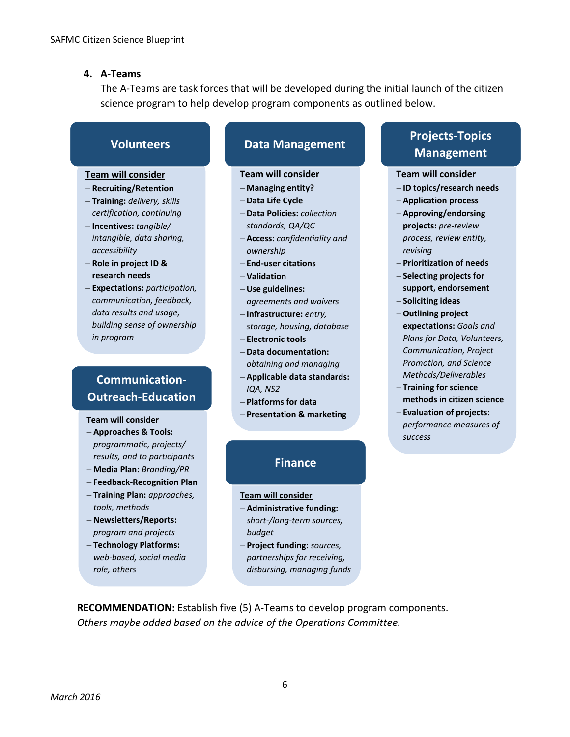## 4. A-Teams

The A-Teams are task forces that will be developed during the initial launch of the citizen science program to help develop program components as outlined below.

### Volunteers

<u>Team will consider</u>

- **Recruiting/Retention**
- **Training:** *delivery, skills certification, continuing*
- **Incentives:** *tangible/ intangible, data sharing, accessibility*
- **Role in project ID & research needs**
- **Expectations:** *participation, communication, feedback, data results and usage, building sense of ownership in program*

### Communication-Outreach-Education

<u>Team will consider</u>

- **Approaches & Tools:** *programmatic, projects/ results, and to participants*
- **Media Plan:** *Branding/PR*
- **Feedback-Recognition Plan**
- **Training Plan:** *approaches, tools, methods*
- **Newsletters/Reports:** *program and projects*
- **Technology Platforms:** *web-based, social media role, others*

### Data Management

<u>Team will consider</u>

- **Managing entity?**
- **Data Life Cycle**
- **Data Policies:** *collection standards, QA/QC*
- **Access:** *confidentiality and ownership*
- **End-user citations**
- **Validation**
- **Use guidelines:** *agreements and waivers*
- **Infrastructure:** *entry, storage, housing, database*
- **Electronic tools**
- **Data documentation:** *obtaining and managing*
- **Applicable data standards:** *IQA, NS2*
- **Platforms for data**
- **Presentation & marketing**

### Finance

<u>Team will consider</u>

- **Administrative funding:** *short-/long-term sources, budget*
- **Project funding:** *sources, partnerships for receiving, disbursing, managing funds*

### Projects-Topics Management

<u>Team will consider</u>

- **ID topics/research needs**
- **Application process**
- **Approving/endorsing projects:** *pre-review process, review entity, revising*
- **Prioritization of needs**
- **Selecting projects for support, endorsement**
- **Soliciting ideas**
- **Outlining project expectations:** *Goals and Plans for Data, Volunteers, Communication, Project Promotion, and Science Methods/Deliverables*
- **Training for science methods in citizen science**
- **Evaluation of projects:** *performance measures of success*

**RECOMMENDATION:** Establish five (5) A-Teams to develop program components. *Others maybe added based on the advice of the Operations Committee.*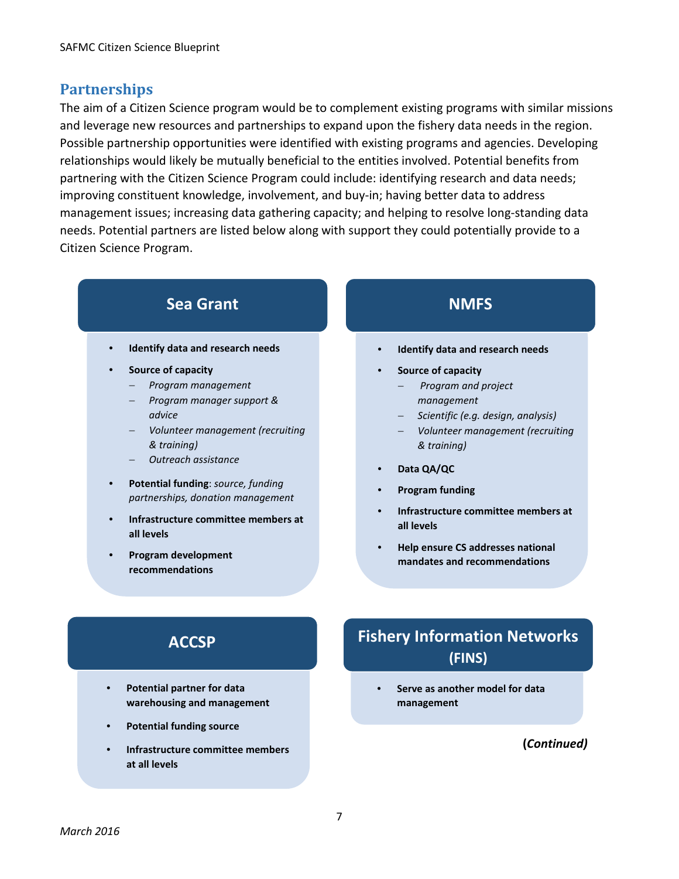## Partnerships

The aim of a Citizen Science program would be to complement existing programs with similar missions and leverage new resources and partnerships to expand upon the fishery data needs in the region. Possible partnership opportunities were identified with existing programs and agencies. Developing relationships would likely be mutually beneficial to the entities involved. Potential benefits from partnering with the Citizen Science Program could include: identifying research and data needs; improving constituent knowledge, involvement, and buy-in; having better data to address management issues; increasing data gathering capacity; and helping to resolve long-standing data needs. Potential partners are listed below along with support they could potentially provide to a Citizen Science Program.

### Sea Grant

- **Identify data and research needs**
- **Source of capacity**
  - *Program management*
  - *Program manager support & advice*
  - *Volunteer management (recruiting & training)*
  - *Outreach assistance*
- **Potential funding**: *source, funding partnerships, donation management*
- **Infrastructure committee members at all levels**
- **Program development recommendations**

### NMFS

- **Identify data and research needs**
- **Source of capacity**
  - *Program and project management*
  - *Scientific (e.g. design, analysis)*
  - *Volunteer management (recruiting & training)*
- **Data QA/QC**
- **Program funding**
- **Infrastructure committee members at all levels**
- **Help ensure CS addresses national mandates and recommendations**

### ACCSP

- **Potential partner for data warehousing and management**
- **Potential funding source**
- **Infrastructure committee members at all levels**

### Fishery Information Networks (FINS)

- **Serve as another model for data management**

**(*Continued)***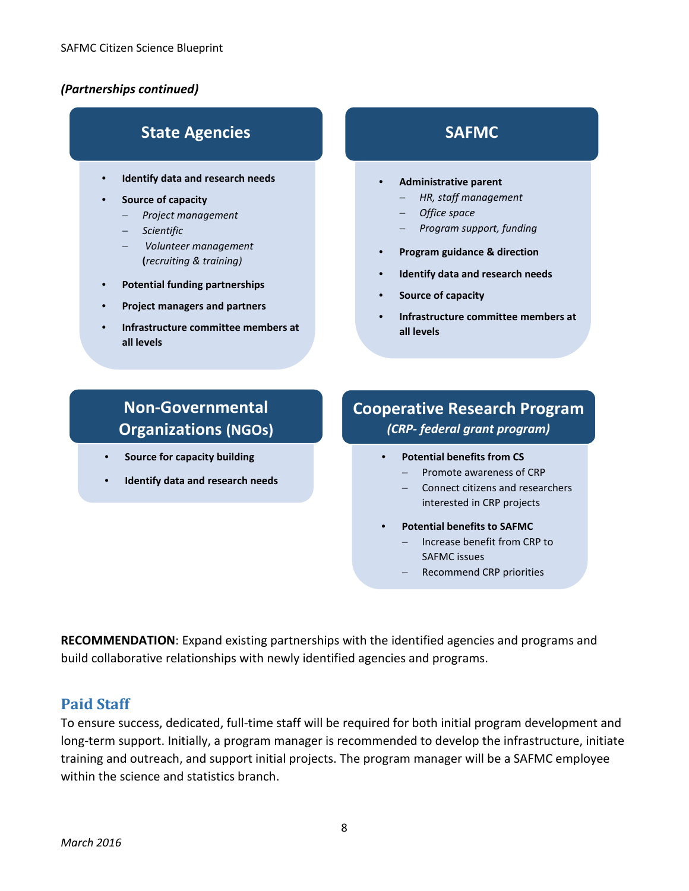*(Partnerships continued)*

### State Agencies

- **Identify data and research needs**
- **Source of capacity**
  - *Project management*
  - *Scientific*
  - *Volunteer management* **(***recruiting & training)*
- **Potential funding partnerships**
- **Project managers and partners**
- **Infrastructure committee members at all levels**

### SAFMC

- **Administrative parent**
  - *HR, staff management*
  - *Office space*
  - *Program support, funding*
- **Program guidance & direction**
- **Identify data and research needs**
- **Source of capacity**
- **Infrastructure committee members at all levels**

### Non-Governmental Organizations (NGOs)

- **Source for capacity building**
- **Identify data and research needs**

### Cooperative Research Program
*(CRP- federal grant program)*

- **Potential benefits from CS**
  - Promote awareness of CRP
  - Connect citizens and researchers interested in CRP projects
- **Potential benefits to SAFMC**
  - Increase benefit from CRP to SAFMC issues
  - Recommend CRP priorities

**RECOMMENDATION**: Expand existing partnerships with the identified agencies and programs and build collaborative relationships with newly identified agencies and programs.

## Paid Staff

To ensure success, dedicated, full-time staff will be required for both initial program development and long-term support. Initially, a program manager is recommended to develop the infrastructure, initiate training and outreach, and support initial projects. The program manager will be a SAFMC employee within the science and statistics branch.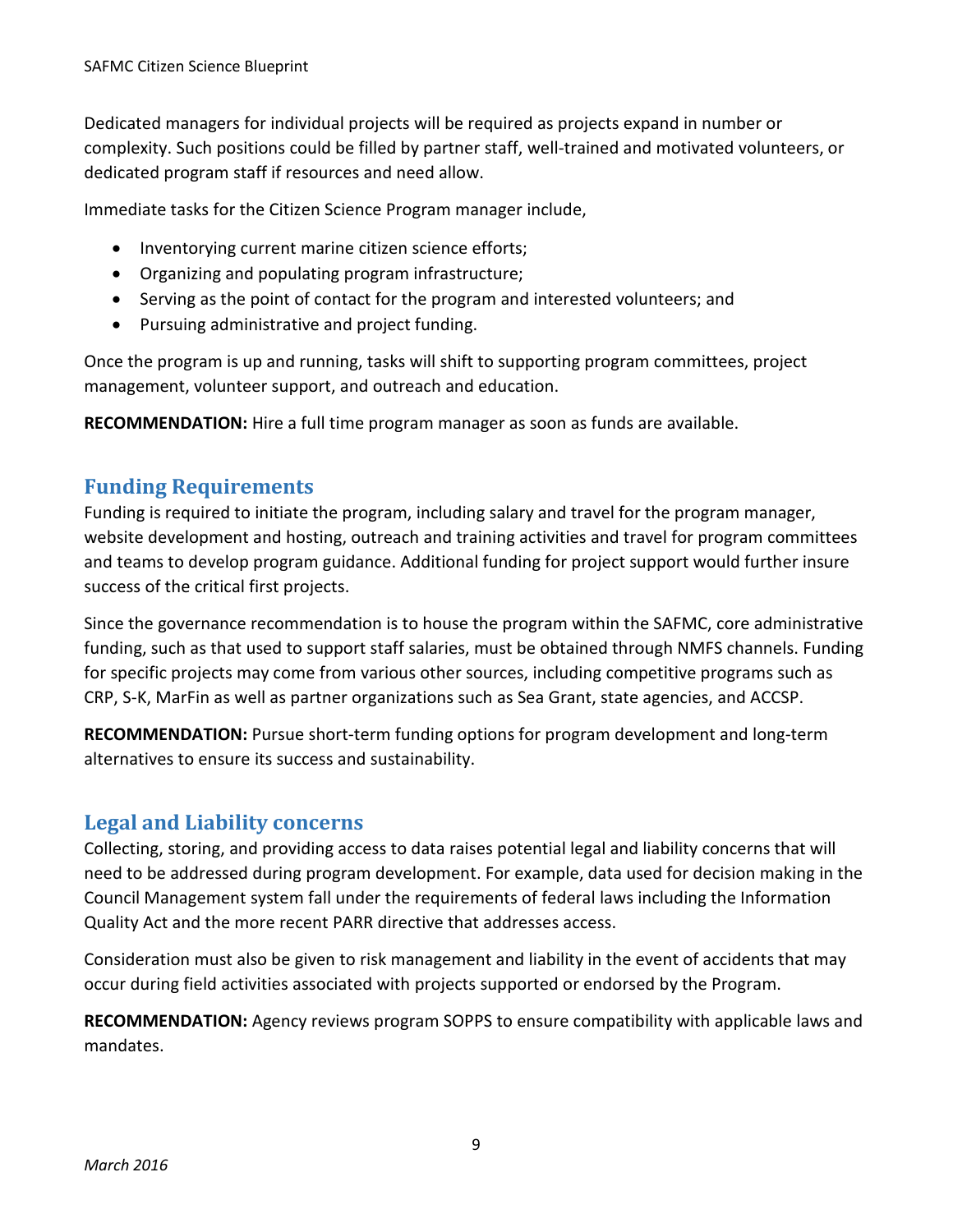Dedicated managers for individual projects will be required as projects expand in number or complexity. Such positions could be filled by partner staff, well-trained and motivated volunteers, or dedicated program staff if resources and need allow.

Immediate tasks for the Citizen Science Program manager include,

- Inventorying current marine citizen science efforts;
- Organizing and populating program infrastructure;
- Serving as the point of contact for the program and interested volunteers; and
- Pursuing administrative and project funding.

Once the program is up and running, tasks will shift to supporting program committees, project management, volunteer support, and outreach and education.

**RECOMMENDATION:** Hire a full time program manager as soon as funds are available.

## Funding Requirements

Funding is required to initiate the program, including salary and travel for the program manager, website development and hosting, outreach and training activities and travel for program committees and teams to develop program guidance. Additional funding for project support would further insure success of the critical first projects.

Since the governance recommendation is to house the program within the SAFMC, core administrative funding, such as that used to support staff salaries, must be obtained through NMFS channels. Funding for specific projects may come from various other sources, including competitive programs such as CRP, S-K, MarFin as well as partner organizations such as Sea Grant, state agencies, and ACCSP.

**RECOMMENDATION:** Pursue short-term funding options for program development and long-term alternatives to ensure its success and sustainability.

## Legal and Liability concerns

Collecting, storing, and providing access to data raises potential legal and liability concerns that will need to be addressed during program development. For example, data used for decision making in the Council Management system fall under the requirements of federal laws including the Information Quality Act and the more recent PARR directive that addresses access.

Consideration must also be given to risk management and liability in the event of accidents that may occur during field activities associated with projects supported or endorsed by the Program.

**RECOMMENDATION:** Agency reviews program SOPPS to ensure compatibility with applicable laws and mandates.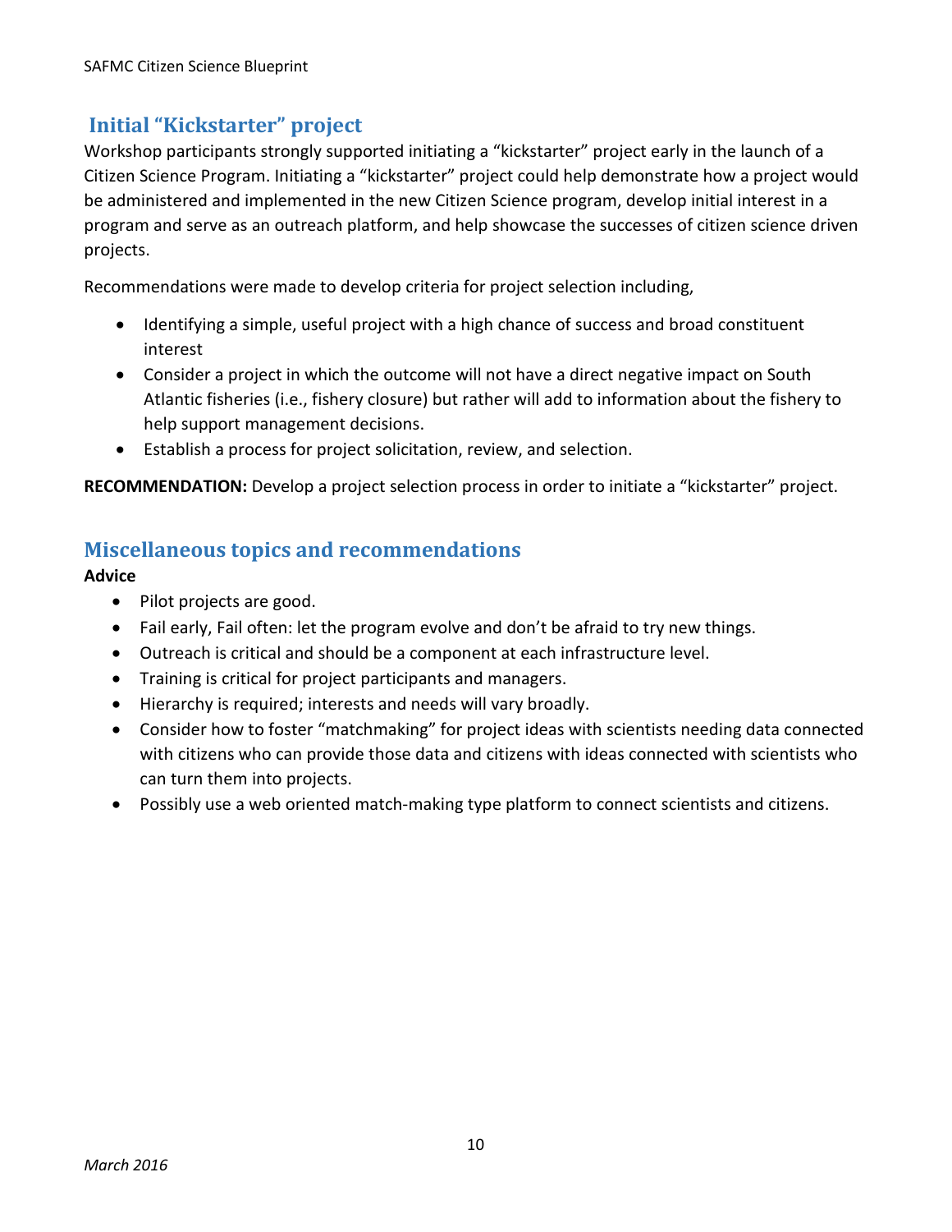## Initial "Kickstarter" project

Workshop participants strongly supported initiating a "kickstarter" project early in the launch of a Citizen Science Program. Initiating a "kickstarter" project could help demonstrate how a project would be administered and implemented in the new Citizen Science program, develop initial interest in a program and serve as an outreach platform, and help showcase the successes of citizen science driven projects.

Recommendations were made to develop criteria for project selection including,

- Identifying a simple, useful project with a high chance of success and broad constituent interest
- Consider a project in which the outcome will not have a direct negative impact on South Atlantic fisheries (i.e., fishery closure) but rather will add to information about the fishery to help support management decisions.
- Establish a process for project solicitation, review, and selection.

**RECOMMENDATION:** Develop a project selection process in order to initiate a "kickstarter" project.

## Miscellaneous topics and recommendations

**Advice**

- Pilot projects are good.
- Fail early, Fail often: let the program evolve and don't be afraid to try new things.
- Outreach is critical and should be a component at each infrastructure level.
- Training is critical for project participants and managers.
- Hierarchy is required; interests and needs will vary broadly.
- Consider how to foster "matchmaking" for project ideas with scientists needing data connected with citizens who can provide those data and citizens with ideas connected with scientists who can turn them into projects.
- Possibly use a web oriented match-making type platform to connect scientists and citizens.